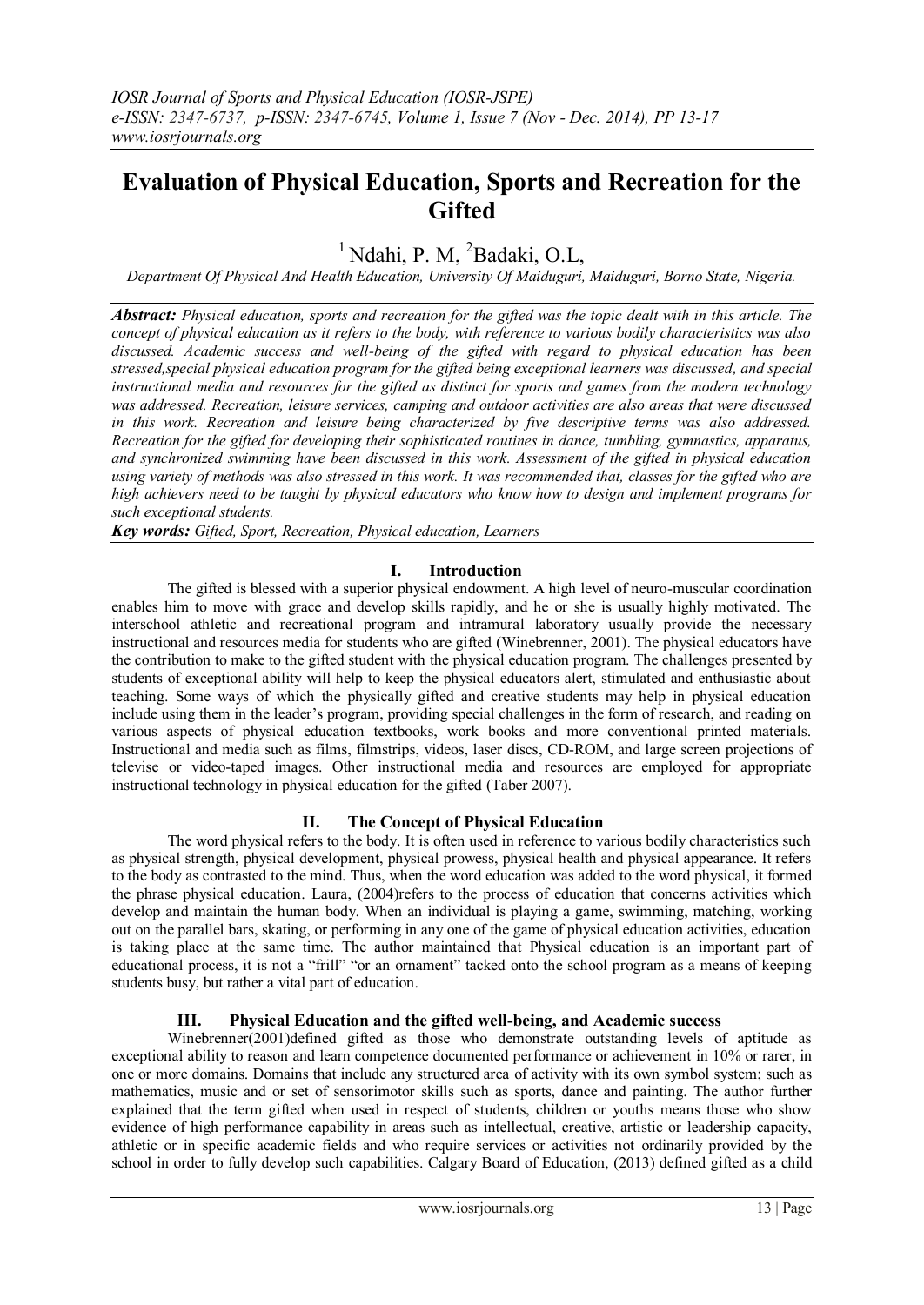# Evaluation of Physical Education, Sports and Recreation for the Gifted

[1] Ndahi, P. M, [2] Badaki, O.L,

*Department Of Physical And Health Education, University Of Maiduguri, Maiduguri, Borno State, Nigeria.*

***Abstract:*** *Physical education, sports and recreation for the gifted was the topic dealt with in this article. The concept of physical education as it refers to the body, with reference to various bodily characteristics was also discussed. Academic success and well-being of the gifted with regard to physical education has been stressed,special physical education program for the gifted being exceptional learners was discussed, and special instructional media and resources for the gifted as distinct for sports and games from the modern technology was addressed. Recreation, leisure services, camping and outdoor activities are also areas that were discussed in this work. Recreation and leisure being characterized by five descriptive terms was also addressed. Recreation for the gifted for developing their sophisticated routines in dance, tumbling, gymnastics, apparatus, and synchronized swimming have been discussed in this work. Assessment of the gifted in physical education using variety of methods was also stressed in this work. It was recommended that, classes for the gifted who are high achievers need to be taught by physical educators who know how to design and implement programs for such exceptional students.*

***Key words:*** *Gifted, Sport, Recreation, Physical education, Learners*

## I. Introduction

The gifted is blessed with a superior physical endowment. A high level of neuro-muscular coordination enables him to move with grace and develop skills rapidly, and he or she is usually highly motivated. The interschool athletic and recreational program and intramural laboratory usually provide the necessary instructional and resources media for students who are gifted (Winebrenner, 2001). The physical educators have the contribution to make to the gifted student with the physical education program. The challenges presented by students of exceptional ability will help to keep the physical educators alert, stimulated and enthusiastic about teaching. Some ways of which the physically gifted and creative students may help in physical education include using them in the leader's program, providing special challenges in the form of research, and reading on various aspects of physical education textbooks, work books and more conventional printed materials. Instructional and media such as films, filmstrips, videos, laser discs, CD-ROM, and large screen projections of televise or video-taped images. Other instructional media and resources are employed for appropriate instructional technology in physical education for the gifted (Taber 2007).

## II. The Concept of Physical Education

The word physical refers to the body. It is often used in reference to various bodily characteristics such as physical strength, physical development, physical prowess, physical health and physical appearance. It refers to the body as contrasted to the mind. Thus, when the word education was added to the word physical, it formed the phrase physical education. Laura, (2004)refers to the process of education that concerns activities which develop and maintain the human body. When an individual is playing a game, swimming, matching, working out on the parallel bars, skating, or performing in any one of the game of physical education activities, education is taking place at the same time. The author maintained that Physical education is an important part of educational process, it is not a "frill" "or an ornament" tacked onto the school program as a means of keeping students busy, but rather a vital part of education.

## III. Physical Education and the gifted well-being, and Academic success

Winebrenner(2001)defined gifted as those who demonstrate outstanding levels of aptitude as exceptional ability to reason and learn competence documented performance or achievement in 10% or rarer, in one or more domains. Domains that include any structured area of activity with its own symbol system; such as mathematics, music and or set of sensorimotor skills such as sports, dance and painting. The author further explained that the term gifted when used in respect of students, children or youths means those who show evidence of high performance capability in areas such as intellectual, creative, artistic or leadership capacity, athletic or in specific academic fields and who require services or activities not ordinarily provided by the school in order to fully develop such capabilities. Calgary Board of Education, (2013) defined gifted as a child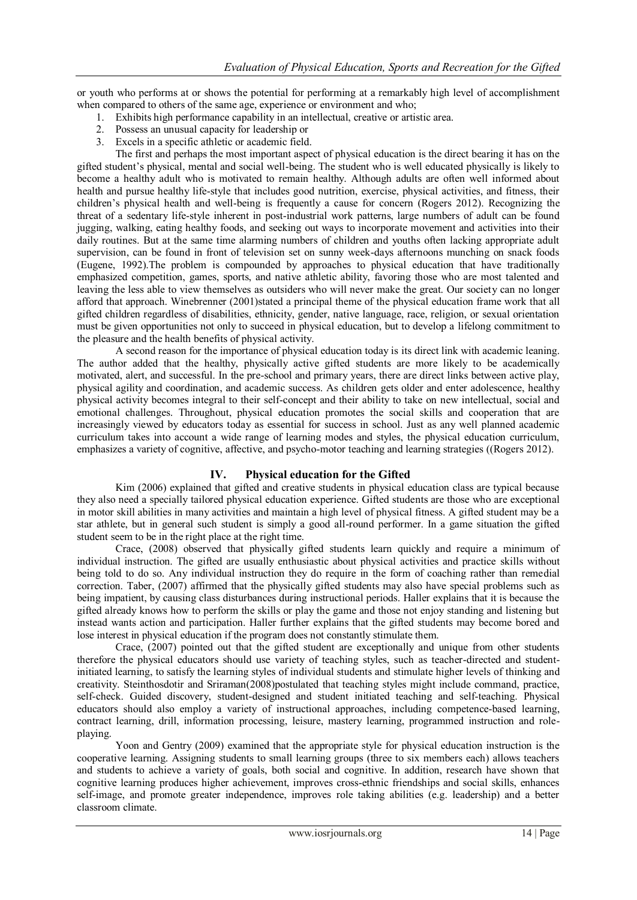or youth who performs at or shows the potential for performing at a remarkably high level of accomplishment when compared to others of the same age, experience or environment and who;

1. Exhibits high performance capability in an intellectual, creative or artistic area.
2. Possess an unusual capacity for leadership or
3. Excels in a specific athletic or academic field.

The first and perhaps the most important aspect of physical education is the direct bearing it has on the gifted student's physical, mental and social well-being. The student who is well educated physically is likely to become a healthy adult who is motivated to remain healthy. Although adults are often well informed about health and pursue healthy life-style that includes good nutrition, exercise, physical activities, and fitness, their children's physical health and well-being is frequently a cause for concern (Rogers 2012). Recognizing the threat of a sedentary life-style inherent in post-industrial work patterns, large numbers of adult can be found jugging, walking, eating healthy foods, and seeking out ways to incorporate movement and activities into their daily routines. But at the same time alarming numbers of children and youths often lacking appropriate adult supervision, can be found in front of television set on sunny week-days afternoons munching on snack foods (Eugene, 1992).The problem is compounded by approaches to physical education that have traditionally emphasized competition, games, sports, and native athletic ability, favoring those who are most talented and leaving the less able to view themselves as outsiders who will never make the great. Our society can no longer afford that approach. Winebrenner (2001)stated a principal theme of the physical education frame work that all gifted children regardless of disabilities, ethnicity, gender, native language, race, religion, or sexual orientation must be given opportunities not only to succeed in physical education, but to develop a lifelong commitment to the pleasure and the health benefits of physical activity.

A second reason for the importance of physical education today is its direct link with academic leaning. The author added that the healthy, physically active gifted students are more likely to be academically motivated, alert, and successful. In the pre-school and primary years, there are direct links between active play, physical agility and coordination, and academic success. As children gets older and enter adolescence, healthy physical activity becomes integral to their self-concept and their ability to take on new intellectual, social and emotional challenges. Throughout, physical education promotes the social skills and cooperation that are increasingly viewed by educators today as essential for success in school. Just as any well planned academic curriculum takes into account a wide range of learning modes and styles, the physical education curriculum, emphasizes a variety of cognitive, affective, and psycho-motor teaching and learning strategies ((Rogers 2012).

## IV. Physical education for the Gifted

Kim (2006) explained that gifted and creative students in physical education class are typical because they also need a specially tailored physical education experience. Gifted students are those who are exceptional in motor skill abilities in many activities and maintain a high level of physical fitness. A gifted student may be a star athlete, but in general such student is simply a good all-round performer. In a game situation the gifted student seem to be in the right place at the right time.

Crace, (2008) observed that physically gifted students learn quickly and require a minimum of individual instruction. The gifted are usually enthusiastic about physical activities and practice skills without being told to do so. Any individual instruction they do require in the form of coaching rather than remedial correction. Taber, (2007) affirmed that the physically gifted students may also have special problems such as being impatient, by causing class disturbances during instructional periods. Haller explains that it is because the gifted already knows how to perform the skills or play the game and those not enjoy standing and listening but instead wants action and participation. Haller further explains that the gifted students may become bored and lose interest in physical education if the program does not constantly stimulate them.

Crace, (2007) pointed out that the gifted student are exceptionally and unique from other students therefore the physical educators should use variety of teaching styles, such as teacher-directed and student-initiated learning, to satisfy the learning styles of individual students and stimulate higher levels of thinking and creativity. Steinthosdotir and Sriraman(2008)postulated that teaching styles might include command, practice, self-check. Guided discovery, student-designed and student initiated teaching and self-teaching. Physical educators should also employ a variety of instructional approaches, including competence-based learning, contract learning, drill, information processing, leisure, mastery learning, programmed instruction and role-playing.

Yoon and Gentry (2009) examined that the appropriate style for physical education instruction is the cooperative learning. Assigning students to small learning groups (three to six members each) allows teachers and students to achieve a variety of goals, both social and cognitive. In addition, research have shown that cognitive learning produces higher achievement, improves cross-ethnic friendships and social skills, enhances self-image, and promote greater independence, improves role taking abilities (e.g. leadership) and a better classroom climate.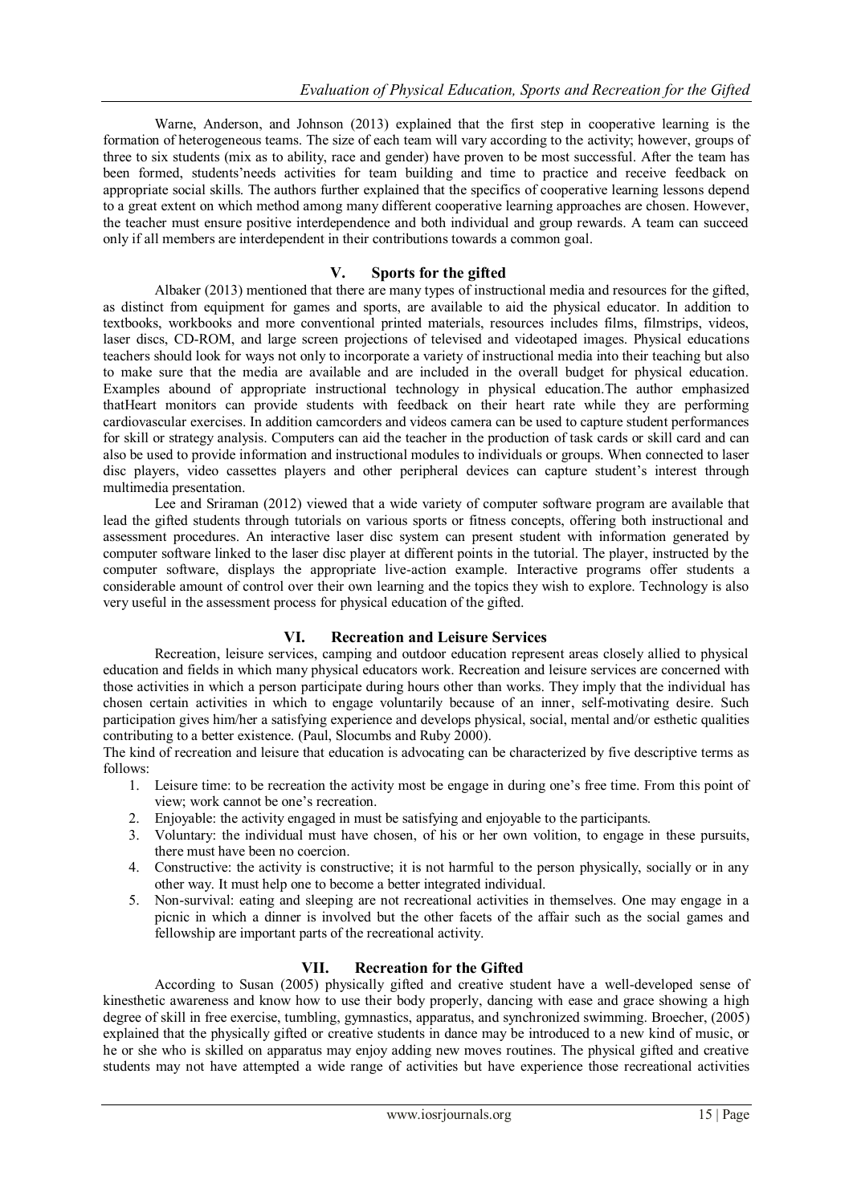Warne, Anderson, and Johnson (2013) explained that the first step in cooperative learning is the formation of heterogeneous teams. The size of each team will vary according to the activity; however, groups of three to six students (mix as to ability, race and gender) have proven to be most successful. After the team has been formed, students'needs activities for team building and time to practice and receive feedback on appropriate social skills. The authors further explained that the specifics of cooperative learning lessons depend to a great extent on which method among many different cooperative learning approaches are chosen. However, the teacher must ensure positive interdependence and both individual and group rewards. A team can succeed only if all members are interdependent in their contributions towards a common goal.

## V. Sports for the gifted

Albaker (2013) mentioned that there are many types of instructional media and resources for the gifted, as distinct from equipment for games and sports, are available to aid the physical educator. In addition to textbooks, workbooks and more conventional printed materials, resources includes films, filmstrips, videos, laser discs, CD-ROM, and large screen projections of televised and videotaped images. Physical educations teachers should look for ways not only to incorporate a variety of instructional media into their teaching but also to make sure that the media are available and are included in the overall budget for physical education. Examples abound of appropriate instructional technology in physical education.The author emphasized thatHeart monitors can provide students with feedback on their heart rate while they are performing cardiovascular exercises. In addition camcorders and videos camera can be used to capture student performances for skill or strategy analysis. Computers can aid the teacher in the production of task cards or skill card and can also be used to provide information and instructional modules to individuals or groups. When connected to laser disc players, video cassettes players and other peripheral devices can capture student's interest through multimedia presentation.

Lee and Sriraman (2012) viewed that a wide variety of computer software program are available that lead the gifted students through tutorials on various sports or fitness concepts, offering both instructional and assessment procedures. An interactive laser disc system can present student with information generated by computer software linked to the laser disc player at different points in the tutorial. The player, instructed by the computer software, displays the appropriate live-action example. Interactive programs offer students a considerable amount of control over their own learning and the topics they wish to explore. Technology is also very useful in the assessment process for physical education of the gifted.

## VI. Recreation and Leisure Services

Recreation, leisure services, camping and outdoor education represent areas closely allied to physical education and fields in which many physical educators work. Recreation and leisure services are concerned with those activities in which a person participate during hours other than works. They imply that the individual has chosen certain activities in which to engage voluntarily because of an inner, self-motivating desire. Such participation gives him/her a satisfying experience and develops physical, social, mental and/or esthetic qualities contributing to a better existence. (Paul, Slocumbs and Ruby 2000).

The kind of recreation and leisure that education is advocating can be characterized by five descriptive terms as follows:

1. Leisure time: to be recreation the activity most be engage in during one's free time. From this point of view; work cannot be one's recreation.
2. Enjoyable: the activity engaged in must be satisfying and enjoyable to the participants.
3. Voluntary: the individual must have chosen, of his or her own volition, to engage in these pursuits, there must have been no coercion.
4. Constructive: the activity is constructive; it is not harmful to the person physically, socially or in any other way. It must help one to become a better integrated individual.
5. Non-survival: eating and sleeping are not recreational activities in themselves. One may engage in a picnic in which a dinner is involved but the other facets of the affair such as the social games and fellowship are important parts of the recreational activity.

## VII. Recreation for the Gifted

According to Susan (2005) physically gifted and creative student have a well-developed sense of kinesthetic awareness and know how to use their body properly, dancing with ease and grace showing a high degree of skill in free exercise, tumbling, gymnastics, apparatus, and synchronized swimming. Broecher, (2005) explained that the physically gifted or creative students in dance may be introduced to a new kind of music, or he or she who is skilled on apparatus may enjoy adding new moves routines. The physical gifted and creative students may not have attempted a wide range of activities but have experience those recreational activities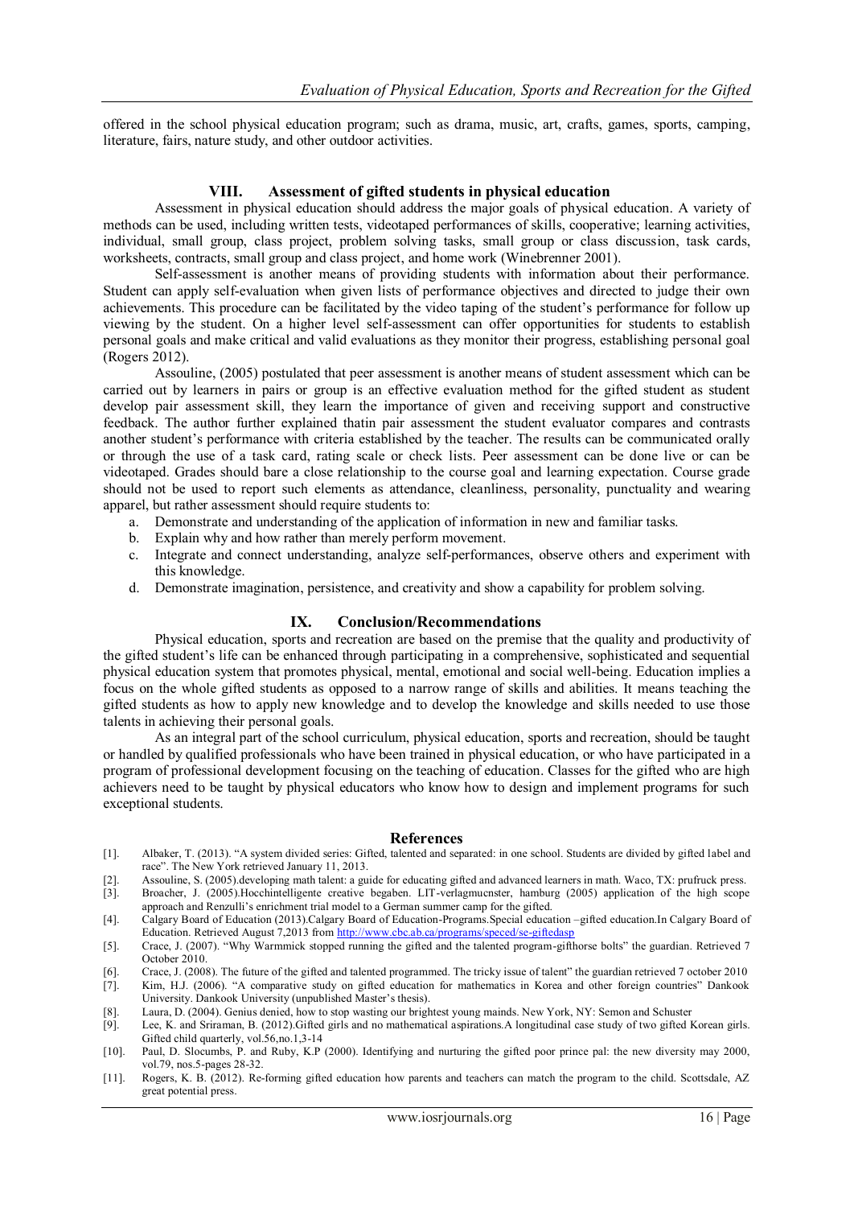offered in the school physical education program; such as drama, music, art, crafts, games, sports, camping, literature, fairs, nature study, and other outdoor activities.

## VIII. Assessment of gifted students in physical education

Assessment in physical education should address the major goals of physical education. A variety of methods can be used, including written tests, videotaped performances of skills, cooperative; learning activities, individual, small group, class project, problem solving tasks, small group or class discussion, task cards, worksheets, contracts, small group and class project, and home work (Winebrenner 2001).

Self-assessment is another means of providing students with information about their performance. Student can apply self-evaluation when given lists of performance objectives and directed to judge their own achievements. This procedure can be facilitated by the video taping of the student's performance for follow up viewing by the student. On a higher level self-assessment can offer opportunities for students to establish personal goals and make critical and valid evaluations as they monitor their progress, establishing personal goal (Rogers 2012).

Assouline, (2005) postulated that peer assessment is another means of student assessment which can be carried out by learners in pairs or group is an effective evaluation method for the gifted student as student develop pair assessment skill, they learn the importance of given and receiving support and constructive feedback. The author further explained thatin pair assessment the student evaluator compares and contrasts another student's performance with criteria established by the teacher. The results can be communicated orally or through the use of a task card, rating scale or check lists. Peer assessment can be done live or can be videotaped. Grades should bare a close relationship to the course goal and learning expectation. Course grade should not be used to report such elements as attendance, cleanliness, personality, punctuality and wearing apparel, but rather assessment should require students to:

a. Demonstrate and understanding of the application of information in new and familiar tasks.
b. Explain why and how rather than merely perform movement.
c. Integrate and connect understanding, analyze self-performances, observe others and experiment with this knowledge.
d. Demonstrate imagination, persistence, and creativity and show a capability for problem solving.

## IX. Conclusion/Recommendations

Physical education, sports and recreation are based on the premise that the quality and productivity of the gifted student's life can be enhanced through participating in a comprehensive, sophisticated and sequential physical education system that promotes physical, mental, emotional and social well-being. Education implies a focus on the whole gifted students as opposed to a narrow range of skills and abilities. It means teaching the gifted students as how to apply new knowledge and to develop the knowledge and skills needed to use those talents in achieving their personal goals.

As an integral part of the school curriculum, physical education, sports and recreation, should be taught or handled by qualified professionals who have been trained in physical education, or who have participated in a program of professional development focusing on the teaching of education. Classes for the gifted who are high achievers need to be taught by physical educators who know how to design and implement programs for such exceptional students.

## References

[1]. Albaker, T. (2013). "A system divided series: Gifted, talented and separated: in one school. Students are divided by gifted label and race". The New York retrieved January 11, 2013.

[2]. Assouline, S. (2005).developing math talent: a guide for educating gifted and advanced learners in math. Waco, TX: prufruck press.

[3]. Broacher, J. (2005).Hocchintelligente creative begaben. LIT-verlagmucnster, hamburg (2005) application of the high scope approach and Renzulli's enrichment trial model to a German summer camp for the gifted.

[4]. Calgary Board of Education (2013).Calgary Board of Education-Programs.Special education –gifted education.In Calgary Board of Education. Retrieved August 7,2013 from http://www.cbc.ab.ca/programs/speced/se-giftedasp

[5]. Crace, J. (2007). "Why Warmmick stopped running the gifted and the talented program-gifthorse bolts" the guardian. Retrieved 7 October 2010.

[6]. Crace, J. (2008). The future of the gifted and talented programmed. The tricky issue of talent" the guardian retrieved 7 october 2010

[7]. Kim, H.J. (2006). "A comparative study on gifted education for mathematics in Korea and other foreign countries" Dankook University. Dankook University (unpublished Master's thesis).

[8]. Laura, D. (2004). Genius denied, how to stop wasting our brightest young mainds. New York, NY: Semon and Schuster

[9]. Lee, K. and Sriraman, B. (2012).Gifted girls and no mathematical aspirations.A longitudinal case study of two gifted Korean girls. Gifted child quarterly, vol.56,no.1,3-14

[10]. Paul, D. Slocumbs, P. and Ruby, K.P (2000). Identifying and nurturing the gifted poor prince pal: the new diversity may 2000, vol.79, nos.5-pages 28-32.

[11]. Rogers, K. B. (2012). Re-forming gifted education how parents and teachers can match the program to the child. Scottsdale, AZ great potential press.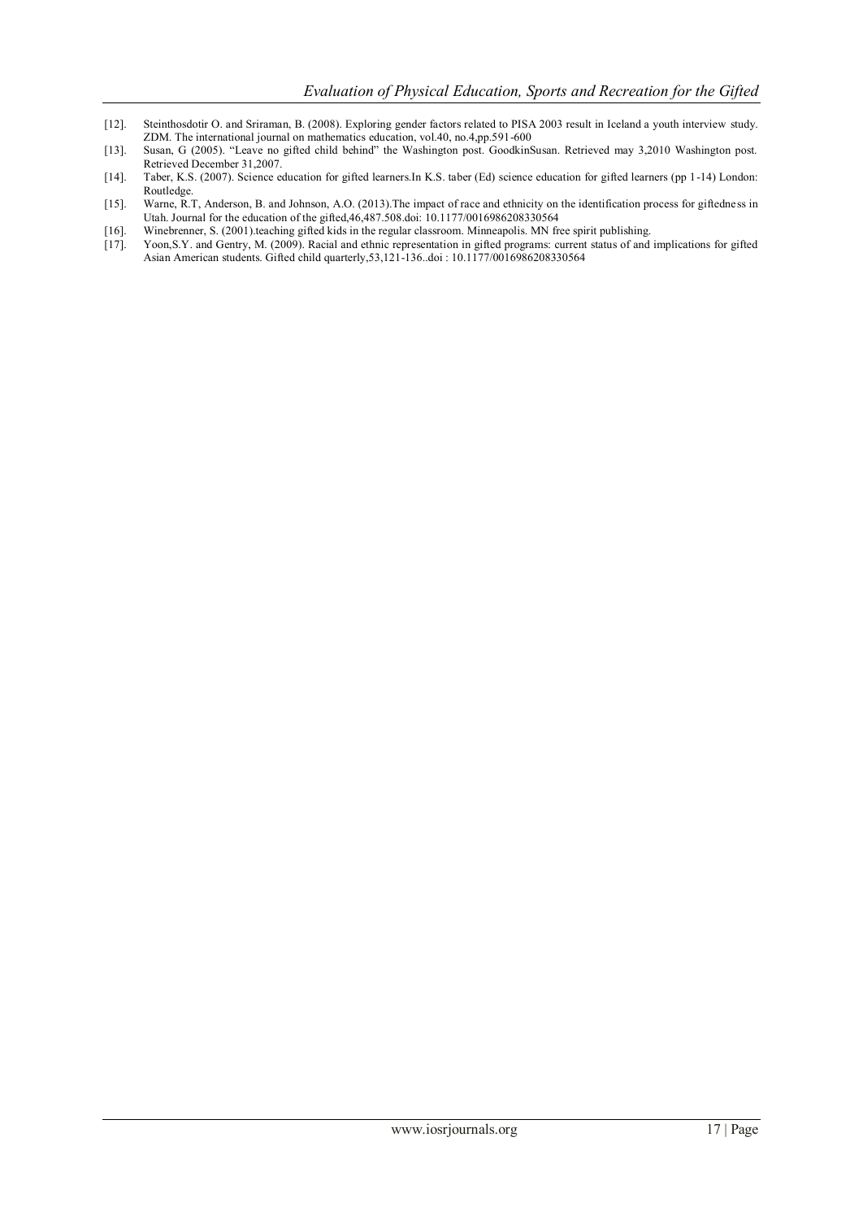[12]. Steinthosdotir O. and Sriraman, B. (2008). Exploring gender factors related to PISA 2003 result in Iceland a youth interview study. ZDM. The international journal on mathematics education, vol.40, no.4,pp.591-600

[13]. Susan, G (2005). "Leave no gifted child behind" the Washington post. GoodkinSusan. Retrieved may 3,2010 Washington post. Retrieved December 31,2007.

[14]. Taber, K.S. (2007). Science education for gifted learners.In K.S. taber (Ed) science education for gifted learners (pp 1-14) London: Routledge.

[15]. Warne, R.T, Anderson, B. and Johnson, A.O. (2013).The impact of race and ethnicity on the identification process for giftedness in Utah. Journal for the education of the gifted,46,487.508.doi: 10.1177/0016986208330564

[16]. Winebrenner, S. (2001).teaching gifted kids in the regular classroom. Minneapolis. MN free spirit publishing.

[17]. Yoon,S.Y. and Gentry, M. (2009). Racial and ethnic representation in gifted programs: current status of and implications for gifted Asian American students. Gifted child quarterly,53,121-136..doi : 10.1177/0016986208330564